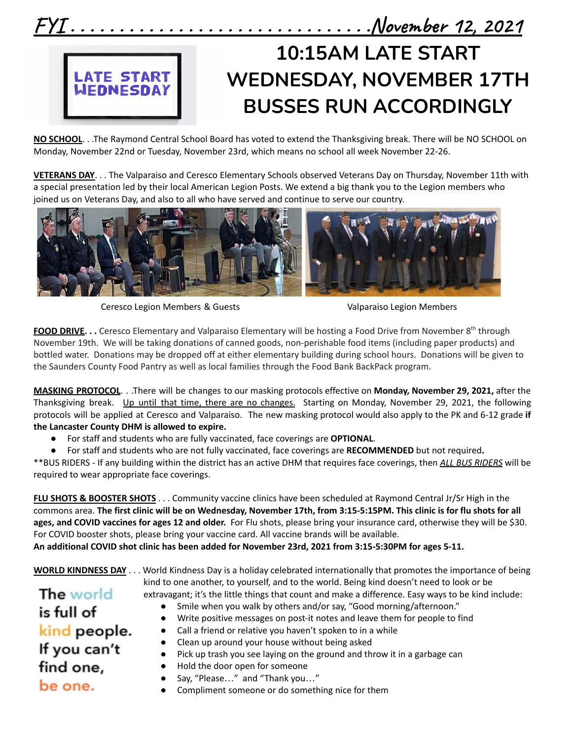# FYI . . . . . . . . . . . . . . . . . . . . . . . . . . . . . .November 12, 2021

LATE START WEDNESDAY

## 10:15AM LATE START WEDNESDAY, NOVEMBER 17TH BUSSES RUN ACCORDINGLY

**NO SCHOOL**. . .The Raymond Central School Board has voted to extend the Thanksgiving break. There will be NO SCHOOL on Monday, November 22nd or Tuesday, November 23rd, which means no school all week November 22-26.

**VETERANS DAY**. . . The Valparaiso and Ceresco Elementary Schools observed Veterans Day on Thursday, November 11th with a special presentation led by their local American Legion Posts. We extend a big thank you to the Legion members who joined us on Veterans Day, and also to all who have served and continue to serve our country.

Ceresco Legion Members & Guests

Valparaiso Legion Members

**FOOD DRIVE. . .** Ceresco Elementary and Valparaiso Elementary will be hosting a Food Drive from November 8th through November 19th. We will be taking donations of canned goods, non-perishable food items (including paper products) and bottled water. Donations may be dropped off at either elementary building during school hours. Donations will be given to the Saunders County Food Pantry as well as local families through the Food Bank BackPack program.

**MASKING PROTOCOL**. . .There will be changes to our masking protocols effective on **Monday, November 29, 2021,** after the Thanksgiving break. Up until that time, there are no changes. Starting on Monday, November 29, 2021, the following protocols will be applied at Ceresco and Valparaiso. The new masking protocol would also apply to the PK and 6-12 grade **if the Lancaster County DHM is allowed to expire.**

- For staff and students who are fully vaccinated, face coverings are **OPTIONAL**.
- For staff and students who are not fully vaccinated, face coverings are **RECOMMENDED** but not required**.**

**BUS RIDERS - If any building within the district has an active DHM that requires face coverings, then ***ALL BUS RIDERS*** will be required to wear appropriate face coverings.

**FLU SHOTS & BOOSTER SHOTS** . . . Community vaccine clinics have been scheduled at Raymond Central Jr/Sr High in the commons area. **The first clinic will be on Wednesday, November 17th, from 3:15-5:15PM. This clinic is for flu shots for all ages, and COVID vaccines for ages 12 and older.** For Flu shots, please bring your insurance card, otherwise they will be $30. For COVID booster shots, please bring your vaccine card. All vaccine brands will be available.
**An additional COVID shot clinic has been added for November 23rd, 2021 from 3:15-5:30PM for ages 5-11.**

**WORLD KINDNESS DAY** . . . World Kindness Day is a holiday celebrated internationally that promotes the importance of being kind to one another, to yourself, and to the world. Being kind doesn't need to look or be extravagant; it's the little things that count and make a difference. Easy ways to be kind include:

- Smile when you walk by others and/or say, "Good morning/afternoon."
- Write positive messages on post-it notes and leave them for people to find
- Call a friend or relative you haven't spoken to in a while
- Clean up around your house without being asked
- Pick up trash you see laying on the ground and throw it in a garbage can
- Hold the door open for someone
- Say, "Please…" and "Thank you…"
- Compliment someone or do something nice for them

The world is full of kind people. If you can't find one, be one.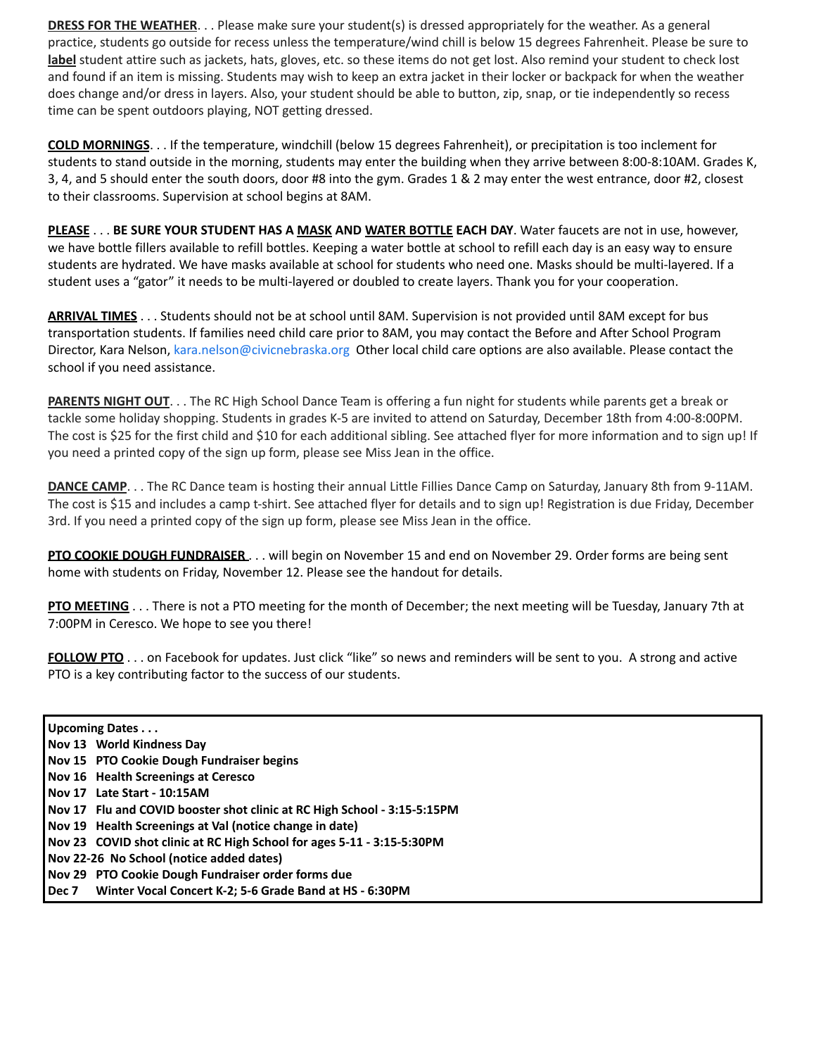**<u>DRESS FOR THE WEATHER</u>**. . . Please make sure your student(s) is dressed appropriately for the weather. As a general practice, students go outside for recess unless the temperature/wind chill is below 15 degrees Fahrenheit. Please be sure to **<u>label</u>** student attire such as jackets, hats, gloves, etc. so these items do not get lost. Also remind your student to check lost and found if an item is missing. Students may wish to keep an extra jacket in their locker or backpack for when the weather does change and/or dress in layers. Also, your student should be able to button, zip, snap, or tie independently so recess time can be spent outdoors playing, NOT getting dressed.

**<u>COLD MORNINGS</u>**. . . If the temperature, windchill (below 15 degrees Fahrenheit), or precipitation is too inclement for students to stand outside in the morning, students may enter the building when they arrive between 8:00-8:10AM. Grades K, 3, 4, and 5 should enter the south doors, door #8 into the gym. Grades 1 & 2 may enter the west entrance, door #2, closest to their classrooms. Supervision at school begins at 8AM.

**<u>PLEASE</u>** . . . **BE SURE YOUR STUDENT HAS A <u>MASK</u> AND <u>WATER BOTTLE</u> EACH DAY**. Water faucets are not in use, however, we have bottle fillers available to refill bottles. Keeping a water bottle at school to refill each day is an easy way to ensure students are hydrated. We have masks available at school for students who need one. Masks should be multi-layered. If a student uses a "gator" it needs to be multi-layered or doubled to create layers. Thank you for your cooperation.

**<u>ARRIVAL TIMES</u>** . . . Students should not be at school until 8AM. Supervision is not provided until 8AM except for bus transportation students. If families need child care prior to 8AM, you may contact the Before and After School Program Director, Kara Nelson, kara.nelson@civicnebraska.org Other local child care options are also available. Please contact the school if you need assistance.

**<u>PARENTS NIGHT OUT</u>**. . . The RC High School Dance Team is offering a fun night for students while parents get a break or tackle some holiday shopping. Students in grades K-5 are invited to attend on Saturday, December 18th from 4:00-8:00PM. The cost is $25 for the first child and $10 for each additional sibling. See attached flyer for more information and to sign up! If you need a printed copy of the sign up form, please see Miss Jean in the office.

**<u>DANCE CAMP</u>**. . . The RC Dance team is hosting their annual Little Fillies Dance Camp on Saturday, January 8th from 9-11AM. The cost is $15 and includes a camp t-shirt. See attached flyer for details and to sign up! Registration is due Friday, December 3rd. If you need a printed copy of the sign up form, please see Miss Jean in the office.

**<u>PTO COOKIE DOUGH FUNDRAISER</u>** . . . will begin on November 15 and end on November 29. Order forms are being sent home with students on Friday, November 12. Please see the handout for details.

**<u>PTO MEETING</u>** . . . There is not a PTO meeting for the month of December; the next meeting will be Tuesday, January 7th at 7:00PM in Ceresco. We hope to see you there!

**<u>FOLLOW PTO</u>** . . . on Facebook for updates. Just click "like" so news and reminders will be sent to you. A strong and active PTO is a key contributing factor to the success of our students.

**Upcoming Dates . . .**

- **Nov 13 World Kindness Day**
- **Nov 15 PTO Cookie Dough Fundraiser begins**
- **Nov 16 Health Screenings at Ceresco**
- **Nov 17 Late Start - 10:15AM**
- **Nov 17 Flu and COVID booster shot clinic at RC High School - 3:15-5:15PM**
- **Nov 19 Health Screenings at Val (notice change in date)**
- **Nov 23 COVID shot clinic at RC High School for ages 5-11 - 3:15-5:30PM**
- **Nov 22-26 No School (notice added dates)**
- **Nov 29 PTO Cookie Dough Fundraiser order forms due**
- **Dec 7 Winter Vocal Concert K-2; 5-6 Grade Band at HS - 6:30PM**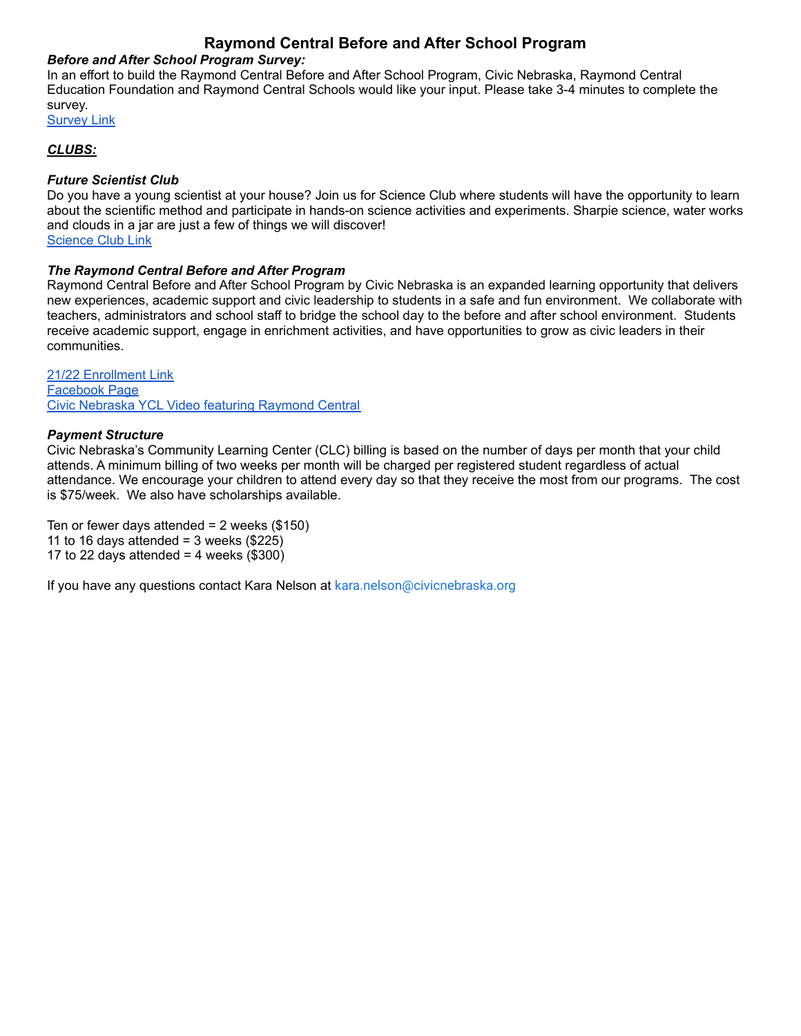# Raymond Central Before and After School Program

***Before and After School Program Survey:***

In an effort to build the Raymond Central Before and After School Program, Civic Nebraska, Raymond Central Education Foundation and Raymond Central Schools would like your input. Please take 3-4 minutes to complete the survey.

Survey Link

***CLUBS:***

***Future Scientist Club***

Do you have a young scientist at your house? Join us for Science Club where students will have the opportunity to learn about the scientific method and participate in hands-on science activities and experiments. Sharpie science, water works and clouds in a jar are just a few of things we will discover!

Science Club Link

***The Raymond Central Before and After Program***

Raymond Central Before and After School Program by Civic Nebraska is an expanded learning opportunity that delivers new experiences, academic support and civic leadership to students in a safe and fun environment. We collaborate with teachers, administrators and school staff to bridge the school day to the before and after school environment. Students receive academic support, engage in enrichment activities, and have opportunities to grow as civic leaders in their communities.

21/22 Enrollment Link
Facebook Page
Civic Nebraska YCL Video featuring Raymond Central

***Payment Structure***

Civic Nebraska's Community Learning Center (CLC) billing is based on the number of days per month that your child attends. A minimum billing of two weeks per month will be charged per registered student regardless of actual attendance. We encourage your children to attend every day so that they receive the most from our programs. The cost is $75/week. We also have scholarships available.

Ten or fewer days attended = 2 weeks ($150)
11 to 16 days attended = 3 weeks ($225)
17 to 22 days attended = 4 weeks ($300)

If you have any questions contact Kara Nelson at kara.nelson@civicnebraska.org